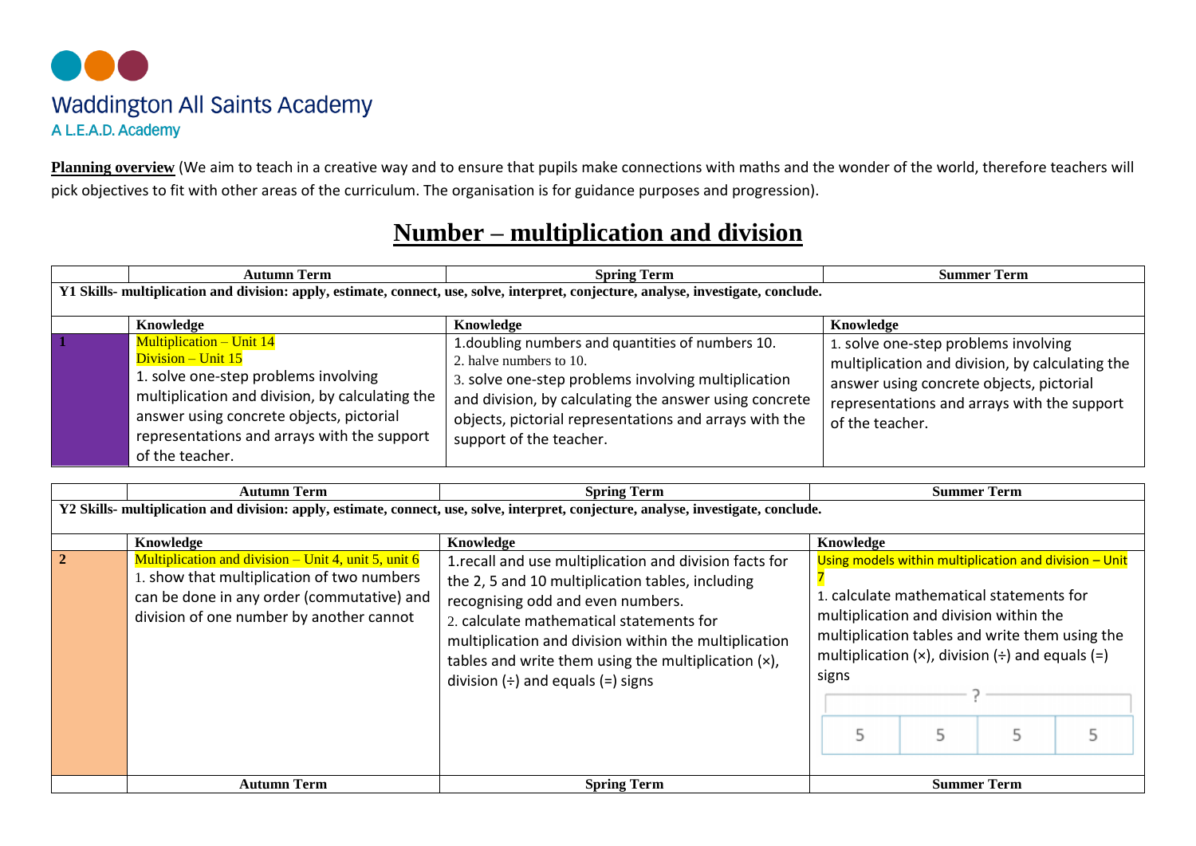Waddington All Saints Academy

A L.E.A.D. Academy

**Planning overview** (We aim to teach in a creative way and to ensure that pupils make connections with maths and the wonder of the world, therefore teachers will pick objectives to fit with other areas of the curriculum. The organisation is for guidance purposes and progression).

# Number – multiplication and division

| | Autumn Term | Spring Term | Summer Term |
|---|---|---|---|
| **Y1 Skills- multiplication and division: apply, estimate, connect, use, solve, interpret, conjecture, analyse, investigate, conclude.** | | | |
| | **Knowledge** | **Knowledge** | **Knowledge** |
| **1** | Multiplication – Unit 14<br>Division – Unit 15<br>1. solve one-step problems involving multiplication and division, by calculating the answer using concrete objects, pictorial representations and arrays with the support of the teacher. | 1.doubling numbers and quantities of numbers 10.<br>2. halve numbers to 10.<br>3. solve one-step problems involving multiplication and division, by calculating the answer using concrete objects, pictorial representations and arrays with the support of the teacher. | 1. solve one-step problems involving multiplication and division, by calculating the answer using concrete objects, pictorial representations and arrays with the support of the teacher. |

| | Autumn Term | Spring Term | Summer Term |
|---|---|---|---|
| **Y2 Skills- multiplication and division: apply, estimate, connect, use, solve, interpret, conjecture, analyse, investigate, conclude.** | | | |
| | **Knowledge** | **Knowledge** | **Knowledge** |
| **2** | Multiplication and division – Unit 4, unit 5, unit 6<br>1. show that multiplication of two numbers can be done in any order (commutative) and division of one number by another cannot | 1.recall and use multiplication and division facts for the 2, 5 and 10 multiplication tables, including recognising odd and even numbers.<br>2. calculate mathematical statements for multiplication and division within the multiplication tables and write them using the multiplication (×), division (÷) and equals (=) signs | Using models within multiplication and division – Unit 7<br>1. calculate mathematical statements for multiplication and division within the multiplication tables and write them using the multiplication (×), division (÷) and equals (=) signs<br>? <br>5 \| 5 \| 5 \| 5 |
| | **Autumn Term** | **Spring Term** | **Summer Term** |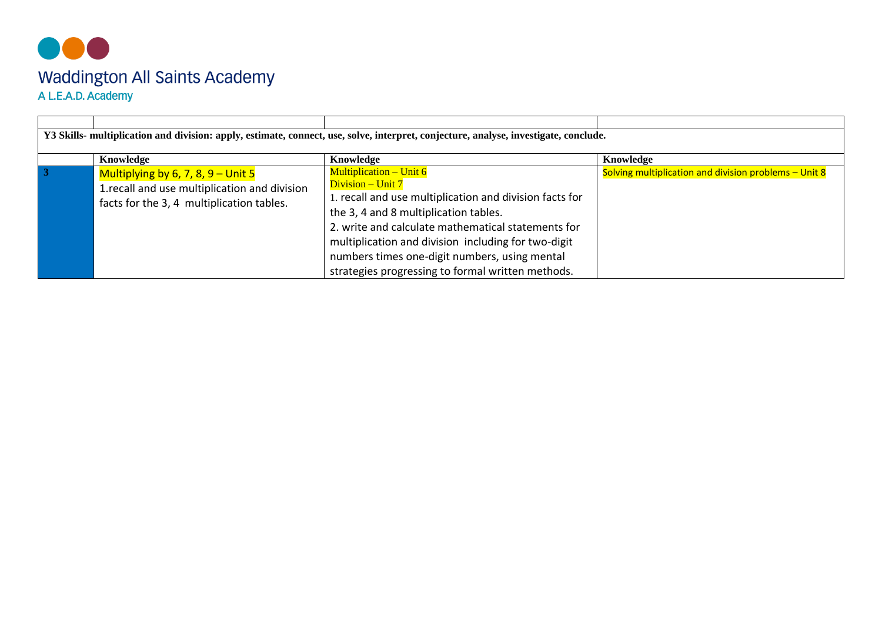# Waddington All Saints Academy

A L.E.A.D. Academy

| | | | |
|---|---|---|---|
| **Y3 Skills- multiplication and division: apply, estimate, connect, use, solve, interpret, conjecture, analyse, investigate, conclude.** | | | |
| | **Knowledge** | **Knowledge** | **Knowledge** |
| **3** | Multiplying by 6, 7, 8, 9 – Unit 5<br>1.recall and use multiplication and division facts for the 3, 4 multiplication tables. | Multiplication – Unit 6<br>Division – Unit 7<br>1. recall and use multiplication and division facts for the 3, 4 and 8 multiplication tables.<br>2. write and calculate mathematical statements for multiplication and division including for two-digit numbers times one-digit numbers, using mental strategies progressing to formal written methods. | Solving multiplication and division problems – Unit 8 |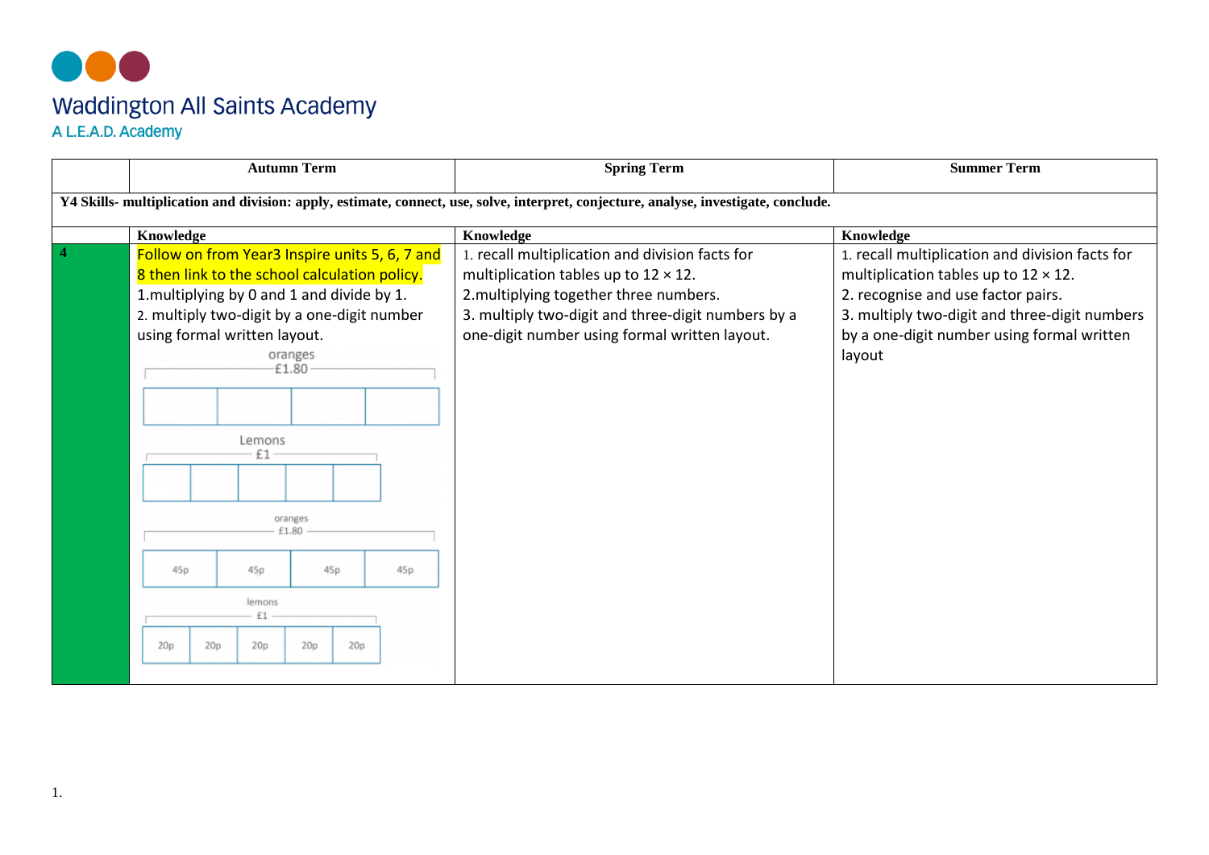# Waddington All Saints Academy

A L.E.A.D. Academy

| | Autumn Term | Spring Term | Summer Term |
|---|---|---|---|
| **Y4 Skills- multiplication and division: apply, estimate, connect, use, solve, interpret, conjecture, analyse, investigate, conclude.** | | | |
| | **Knowledge** | **Knowledge** | **Knowledge** |
| **4** | Follow on from Year3 Inspire units 5, 6, 7 and 8 then link to the school calculation policy.<br>1.multiplying by 0 and 1 and divide by 1.<br>2. multiply two-digit by a one-digit number using formal written layout.<br>oranges £1.80<br>Lemons £1<br>oranges £1.80: 45p, 45p, 45p, 45p<br>lemons £1: 20p, 20p, 20p, 20p, 20p | 1. recall multiplication and division facts for multiplication tables up to 12 × 12.<br>2.multiplying together three numbers.<br>3. multiply two-digit and three-digit numbers by a one-digit number using formal written layout. | 1. recall multiplication and division facts for multiplication tables up to 12 × 12.<br>2. recognise and use factor pairs.<br>3. multiply two-digit and three-digit numbers by a one-digit number using formal written layout |

1.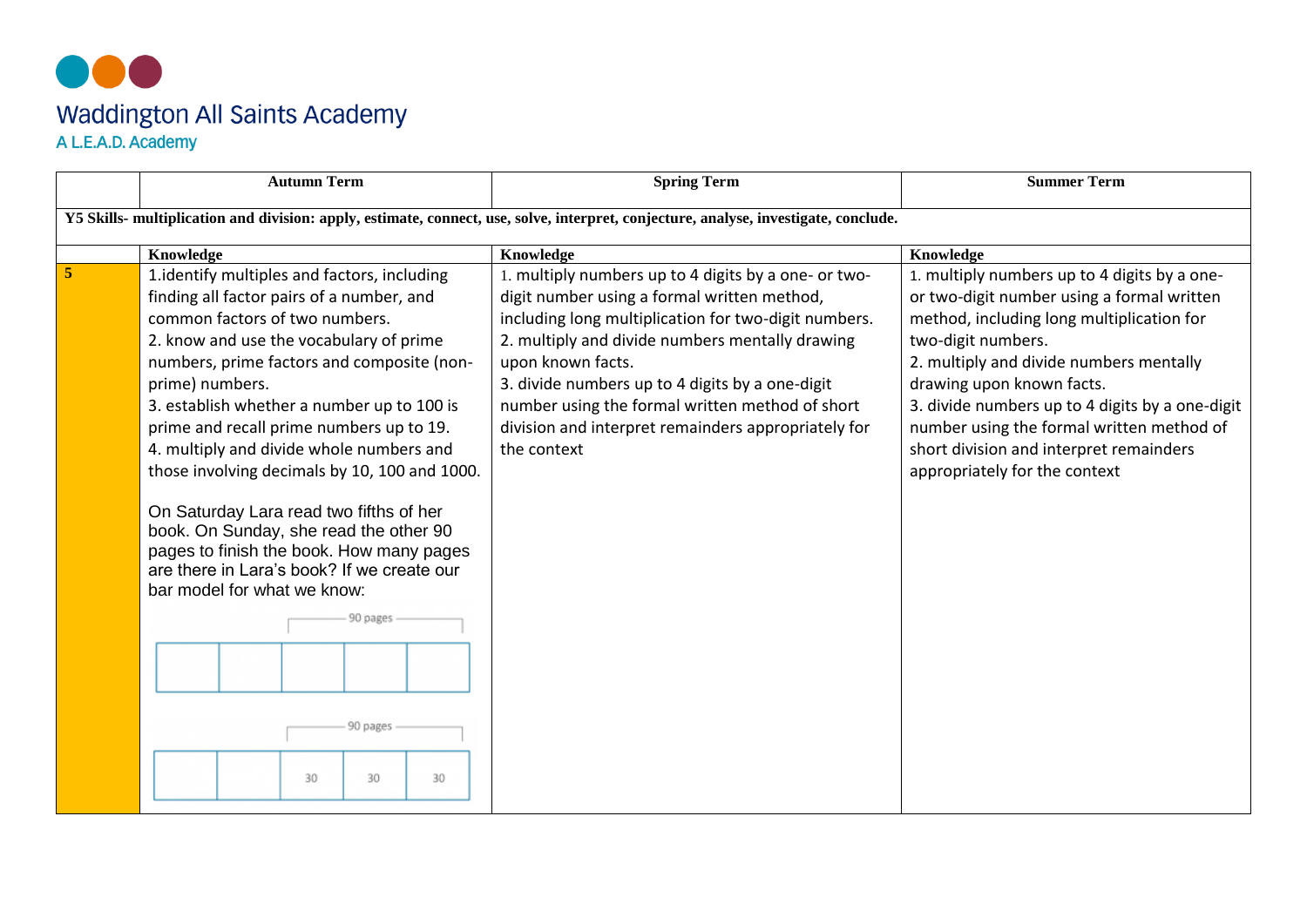# Waddington All Saints Academy

A L.E.A.D. Academy

| | Autumn Term | Spring Term | Summer Term |
|---|---|---|---|
| **Y5 Skills- multiplication and division: apply, estimate, connect, use, solve, interpret, conjecture, analyse, investigate, conclude.** | | | |
| | **Knowledge** | **Knowledge** | **Knowledge** |
| **5** | 1.identify multiples and factors, including finding all factor pairs of a number, and common factors of two numbers.<br>2. know and use the vocabulary of prime numbers, prime factors and composite (non-prime) numbers.<br>3. establish whether a number up to 100 is prime and recall prime numbers up to 19.<br>4. multiply and divide whole numbers and those involving decimals by 10, 100 and 1000.<br><br>On Saturday Lara read two fifths of her book. On Sunday, she read the other 90 pages to finish the book. How many pages are there in Lara's book? If we create our bar model for what we know:<br><br>90 pages<br>\| \| \| \| \| \|<br><br>90 pages<br>\| \| \| 30 \| 30 \| 30 \| | 1. multiply numbers up to 4 digits by a one- or two-digit number using a formal written method, including long multiplication for two-digit numbers.<br>2. multiply and divide numbers mentally drawing upon known facts.<br>3. divide numbers up to 4 digits by a one-digit number using the formal written method of short division and interpret remainders appropriately for the context | 1. multiply numbers up to 4 digits by a one- or two-digit number using a formal written method, including long multiplication for two-digit numbers.<br>2. multiply and divide numbers mentally drawing upon known facts.<br>3. divide numbers up to 4 digits by a one-digit number using the formal written method of short division and interpret remainders appropriately for the context |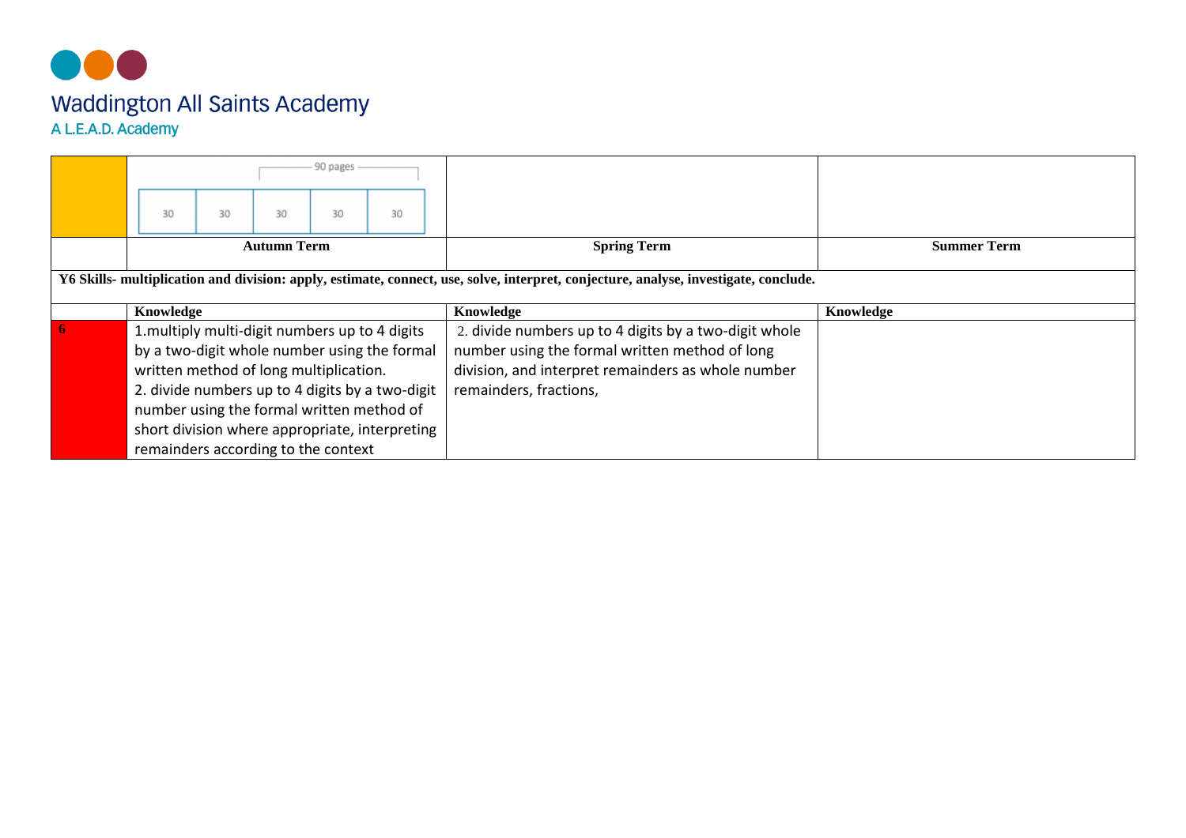# Waddington All Saints Academy

A L.E.A.D. Academy

| | | | |
|---|---|---|---|
| | 90 pages<br>30 30 30 30 30 | | |
| | **Autumn Term** | **Spring Term** | **Summer Term** |
| **Y6 Skills- multiplication and division: apply, estimate, connect, use, solve, interpret, conjecture, analyse, investigate, conclude.** | | | |
| | **Knowledge** | **Knowledge** | **Knowledge** |
| **6** | 1.multiply multi-digit numbers up to 4 digits by a two-digit whole number using the formal written method of long multiplication.<br>2. divide numbers up to 4 digits by a two-digit number using the formal written method of short division where appropriate, interpreting remainders according to the context | 2. divide numbers up to 4 digits by a two-digit whole number using the formal written method of long division, and interpret remainders as whole number remainders, fractions, | |